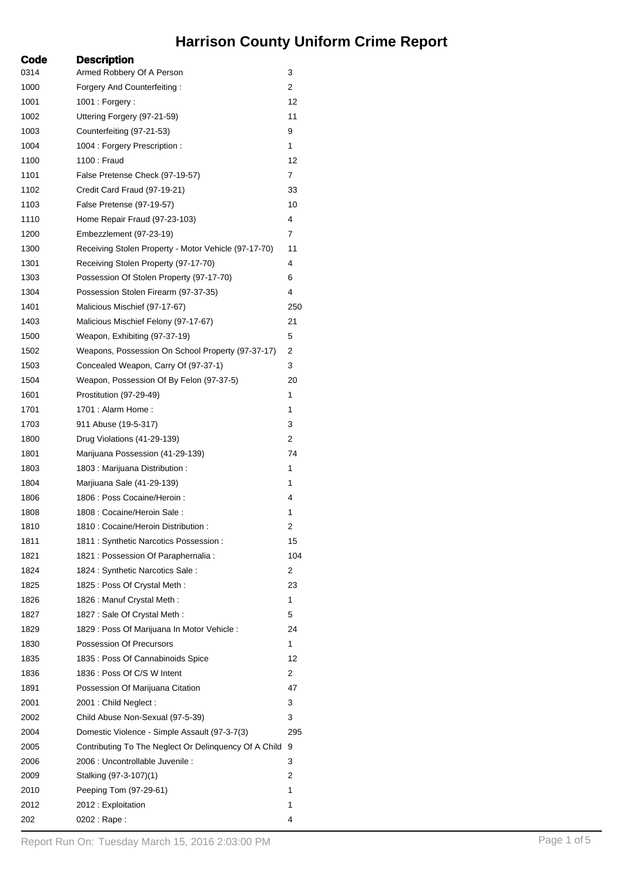# Harrison County Uniform Crime Report

| Code | Description | |
|---|---|---|
| 0314 | Armed Robbery Of A Person | 3 |
| 1000 | Forgery And Counterfeiting : | 2 |
| 1001 | 1001 : Forgery : | 12 |
| 1002 | Uttering Forgery (97-21-59) | 11 |
| 1003 | Counterfeiting (97-21-53) | 9 |
| 1004 | 1004 : Forgery Prescription : | 1 |
| 1100 | 1100 : Fraud | 12 |
| 1101 | False Pretense Check (97-19-57) | 7 |
| 1102 | Credit Card Fraud (97-19-21) | 33 |
| 1103 | False Pretense (97-19-57) | 10 |
| 1110 | Home Repair Fraud (97-23-103) | 4 |
| 1200 | Embezzlement (97-23-19) | 7 |
| 1300 | Receiving Stolen Property - Motor Vehicle (97-17-70) | 11 |
| 1301 | Receiving Stolen Property (97-17-70) | 4 |
| 1303 | Possession Of Stolen Property (97-17-70) | 6 |
| 1304 | Possession Stolen Firearm (97-37-35) | 4 |
| 1401 | Malicious Mischief (97-17-67) | 250 |
| 1403 | Malicious Mischief Felony (97-17-67) | 21 |
| 1500 | Weapon, Exhibiting (97-37-19) | 5 |
| 1502 | Weapons, Possession On School Property (97-37-17) | 2 |
| 1503 | Concealed Weapon, Carry Of (97-37-1) | 3 |
| 1504 | Weapon, Possession Of By Felon (97-37-5) | 20 |
| 1601 | Prostitution (97-29-49) | 1 |
| 1701 | 1701 : Alarm Home : | 1 |
| 1703 | 911 Abuse (19-5-317) | 3 |
| 1800 | Drug Violations (41-29-139) | 2 |
| 1801 | Marijuana Possession (41-29-139) | 74 |
| 1803 | 1803 : Marijuana Distribution : | 1 |
| 1804 | Marjiuana Sale (41-29-139) | 1 |
| 1806 | 1806 : Poss Cocaine/Heroin : | 4 |
| 1808 | 1808 : Cocaine/Heroin Sale : | 1 |
| 1810 | 1810 : Cocaine/Heroin Distribution : | 2 |
| 1811 | 1811 : Synthetic Narcotics Possession : | 15 |
| 1821 | 1821 : Possession Of Paraphernalia : | 104 |
| 1824 | 1824 : Synthetic Narcotics Sale : | 2 |
| 1825 | 1825 : Poss Of Crystal Meth : | 23 |
| 1826 | 1826 : Manuf Crystal Meth : | 1 |
| 1827 | 1827 : Sale Of Crystal Meth : | 5 |
| 1829 | 1829 : Poss Of Marijuana In Motor Vehicle : | 24 |
| 1830 | Possession Of Precursors | 1 |
| 1835 | 1835 : Poss Of Cannabinoids Spice | 12 |
| 1836 | 1836 : Poss Of C/S W Intent | 2 |
| 1891 | Possession Of Marijuana Citation | 47 |
| 2001 | 2001 : Child Neglect : | 3 |
| 2002 | Child Abuse Non-Sexual (97-5-39) | 3 |
| 2004 | Domestic Violence - Simple Assault (97-3-7(3) | 295 |
| 2005 | Contributing To The Neglect Or Delinquency Of A Child | 9 |
| 2006 | 2006 : Uncontrollable Juvenile : | 3 |
| 2009 | Stalking (97-3-107)(1) | 2 |
| 2010 | Peeping Tom (97-29-61) | 1 |
| 2012 | 2012 : Exploitation | 1 |
| 202 | 0202 : Rape : | 4 |

Report Run On: Tuesday March 15, 2016 2:03:00 PM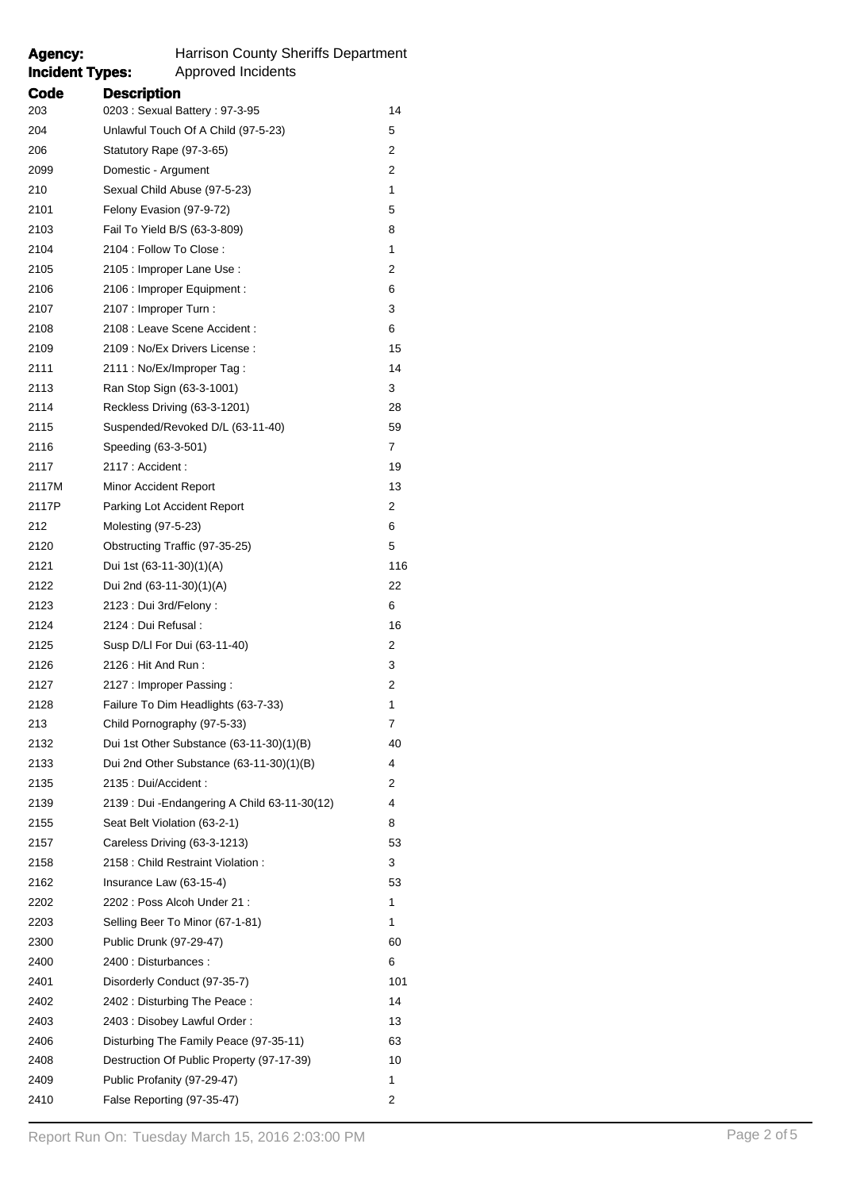**Agency:** Harrison County Sheriffs Department
**Incident Types:** Approved Incidents

| Code | Description | |
|---|---|---|
| 203 | 0203 : Sexual Battery : 97-3-95 | 14 |
| 204 | Unlawful Touch Of A Child (97-5-23) | 5 |
| 206 | Statutory Rape (97-3-65) | 2 |
| 2099 | Domestic - Argument | 2 |
| 210 | Sexual Child Abuse (97-5-23) | 1 |
| 2101 | Felony Evasion (97-9-72) | 5 |
| 2103 | Fail To Yield B/S (63-3-809) | 8 |
| 2104 | 2104 : Follow To Close : | 1 |
| 2105 | 2105 : Improper Lane Use : | 2 |
| 2106 | 2106 : Improper Equipment : | 6 |
| 2107 | 2107 : Improper Turn : | 3 |
| 2108 | 2108 : Leave Scene Accident : | 6 |
| 2109 | 2109 : No/Ex Drivers License : | 15 |
| 2111 | 2111 : No/Ex/Improper Tag : | 14 |
| 2113 | Ran Stop Sign (63-3-1001) | 3 |
| 2114 | Reckless Driving (63-3-1201) | 28 |
| 2115 | Suspended/Revoked D/L (63-11-40) | 59 |
| 2116 | Speeding (63-3-501) | 7 |
| 2117 | 2117 : Accident : | 19 |
| 2117M | Minor Accident Report | 13 |
| 2117P | Parking Lot Accident Report | 2 |
| 212 | Molesting (97-5-23) | 6 |
| 2120 | Obstructing Traffic (97-35-25) | 5 |
| 2121 | Dui 1st (63-11-30)(1)(A) | 116 |
| 2122 | Dui 2nd (63-11-30)(1)(A) | 22 |
| 2123 | 2123 : Dui 3rd/Felony : | 6 |
| 2124 | 2124 : Dui Refusal : | 16 |
| 2125 | Susp D/Ll For Dui (63-11-40) | 2 |
| 2126 | 2126 : Hit And Run : | 3 |
| 2127 | 2127 : Improper Passing : | 2 |
| 2128 | Failure To Dim Headlights (63-7-33) | 1 |
| 213 | Child Pornography (97-5-33) | 7 |
| 2132 | Dui 1st Other Substance (63-11-30)(1)(B) | 40 |
| 2133 | Dui 2nd Other Substance (63-11-30)(1)(B) | 4 |
| 2135 | 2135 : Dui/Accident : | 2 |
| 2139 | 2139 : Dui -Endangering A Child 63-11-30(12) | 4 |
| 2155 | Seat Belt Violation (63-2-1) | 8 |
| 2157 | Careless Driving (63-3-1213) | 53 |
| 2158 | 2158 : Child Restraint Violation : | 3 |
| 2162 | Insurance Law (63-15-4) | 53 |
| 2202 | 2202 : Poss Alcoh Under 21 : | 1 |
| 2203 | Selling Beer To Minor (67-1-81) | 1 |
| 2300 | Public Drunk (97-29-47) | 60 |
| 2400 | 2400 : Disturbances : | 6 |
| 2401 | Disorderly Conduct (97-35-7) | 101 |
| 2402 | 2402 : Disturbing The Peace : | 14 |
| 2403 | 2403 : Disobey Lawful Order : | 13 |
| 2406 | Disturbing The Family Peace (97-35-11) | 63 |
| 2408 | Destruction Of Public Property (97-17-39) | 10 |
| 2409 | Public Profanity (97-29-47) | 1 |
| 2410 | False Reporting (97-35-47) | 2 |

Report Run On: Tuesday March 15, 2016 2:03:00 PM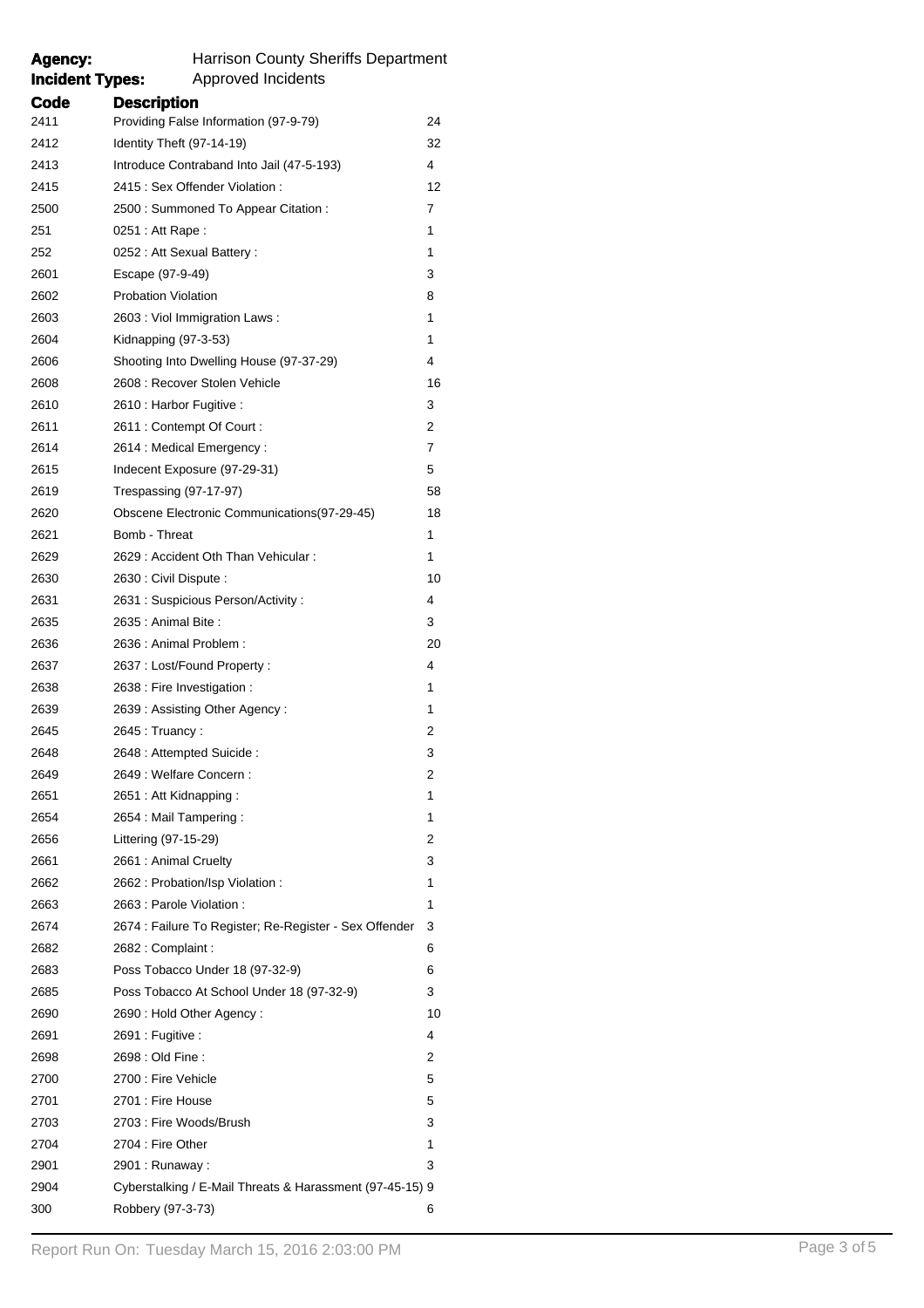**Agency:** Harrison County Sheriffs Department

**Incident Types:** Approved Incidents

| Code | Description | |
|---|---|---|
| 2411 | Providing False Information (97-9-79) | 24 |
| 2412 | Identity Theft (97-14-19) | 32 |
| 2413 | Introduce Contraband Into Jail (47-5-193) | 4 |
| 2415 | 2415 : Sex Offender Violation : | 12 |
| 2500 | 2500 : Summoned To Appear Citation : | 7 |
| 251 | 0251 : Att Rape : | 1 |
| 252 | 0252 : Att Sexual Battery : | 1 |
| 2601 | Escape (97-9-49) | 3 |
| 2602 | Probation Violation | 8 |
| 2603 | 2603 : Viol Immigration Laws : | 1 |
| 2604 | Kidnapping (97-3-53) | 1 |
| 2606 | Shooting Into Dwelling House (97-37-29) | 4 |
| 2608 | 2608 : Recover Stolen Vehicle | 16 |
| 2610 | 2610 : Harbor Fugitive : | 3 |
| 2611 | 2611 : Contempt Of Court : | 2 |
| 2614 | 2614 : Medical Emergency : | 7 |
| 2615 | Indecent Exposure (97-29-31) | 5 |
| 2619 | Trespassing (97-17-97) | 58 |
| 2620 | Obscene Electronic Communications(97-29-45) | 18 |
| 2621 | Bomb - Threat | 1 |
| 2629 | 2629 : Accident Oth Than Vehicular : | 1 |
| 2630 | 2630 : Civil Dispute : | 10 |
| 2631 | 2631 : Suspicious Person/Activity : | 4 |
| 2635 | 2635 : Animal Bite : | 3 |
| 2636 | 2636 : Animal Problem : | 20 |
| 2637 | 2637 : Lost/Found Property : | 4 |
| 2638 | 2638 : Fire Investigation : | 1 |
| 2639 | 2639 : Assisting Other Agency : | 1 |
| 2645 | 2645 : Truancy : | 2 |
| 2648 | 2648 : Attempted Suicide : | 3 |
| 2649 | 2649 : Welfare Concern : | 2 |
| 2651 | 2651 : Att Kidnapping : | 1 |
| 2654 | 2654 : Mail Tampering : | 1 |
| 2656 | Littering (97-15-29) | 2 |
| 2661 | 2661 : Animal Cruelty | 3 |
| 2662 | 2662 : Probation/Isp Violation : | 1 |
| 2663 | 2663 : Parole Violation : | 1 |
| 2674 | 2674 : Failure To Register; Re-Register - Sex Offender | 3 |
| 2682 | 2682 : Complaint : | 6 |
| 2683 | Poss Tobacco Under 18 (97-32-9) | 6 |
| 2685 | Poss Tobacco At School Under 18 (97-32-9) | 3 |
| 2690 | 2690 : Hold Other Agency : | 10 |
| 2691 | 2691 : Fugitive : | 4 |
| 2698 | 2698 : Old Fine : | 2 |
| 2700 | 2700 : Fire Vehicle | 5 |
| 2701 | 2701 : Fire House | 5 |
| 2703 | 2703 : Fire Woods/Brush | 3 |
| 2704 | 2704 : Fire Other | 1 |
| 2901 | 2901 : Runaway : | 3 |
| 2904 | Cyberstalking / E-Mail Threats & Harassment (97-45-15) | 9 |
| 300 | Robbery (97-3-73) | 6 |

Report Run On: Tuesday March 15, 2016 2:03:00 PM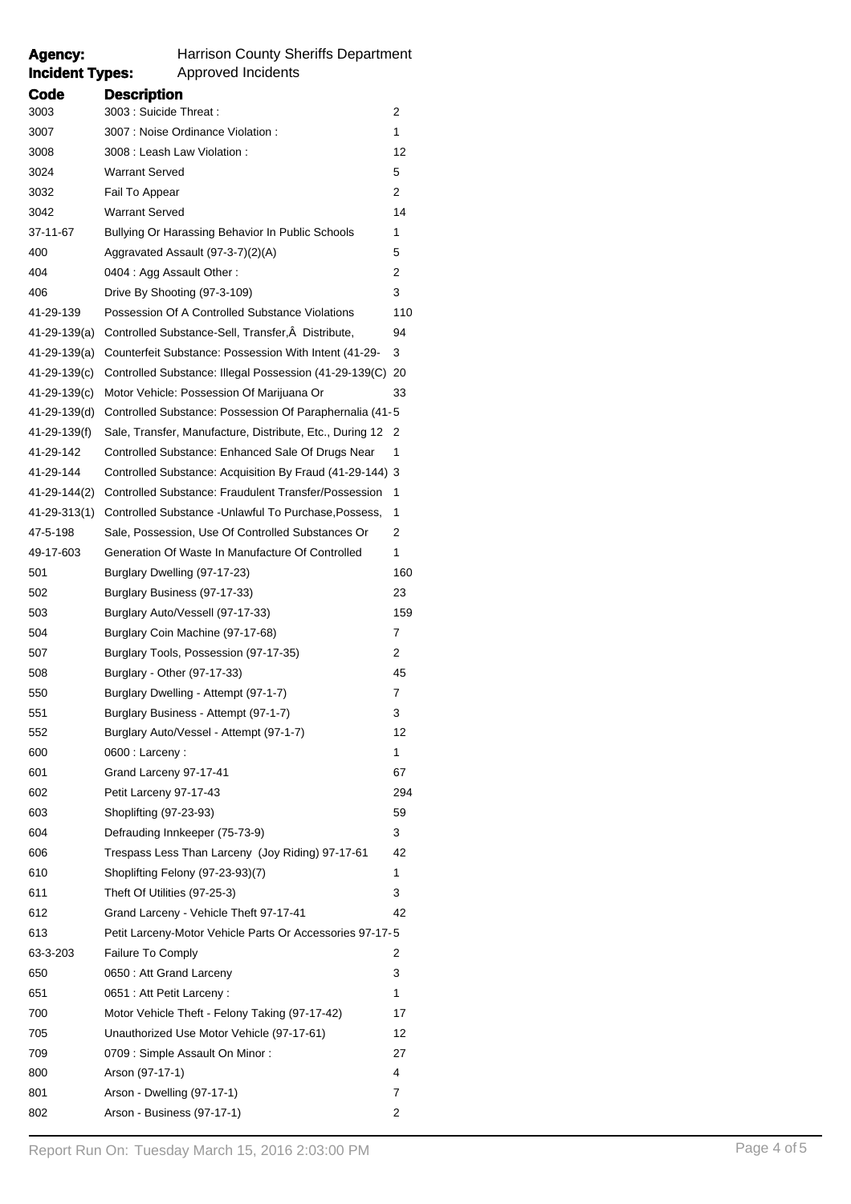**Agency:** Harrison County Sheriffs Department

**Incident Types:** Approved Incidents

| Code | Description | |
|---|---|---|
| 3003 | 3003 : Suicide Threat : | 2 |
| 3007 | 3007 : Noise Ordinance Violation : | 1 |
| 3008 | 3008 : Leash Law Violation : | 12 |
| 3024 | Warrant Served | 5 |
| 3032 | Fail To Appear | 2 |
| 3042 | Warrant Served | 14 |
| 37-11-67 | Bullying Or Harassing Behavior In Public Schools | 1 |
| 400 | Aggravated Assault (97-3-7)(2)(A) | 5 |
| 404 | 0404 : Agg Assault Other : | 2 |
| 406 | Drive By Shooting (97-3-109) | 3 |
| 41-29-139 | Possession Of A Controlled Substance Violations | 110 |
| 41-29-139(a) | Controlled Substance-Sell, Transfer,Â Distribute, | 94 |
| 41-29-139(a) | Counterfeit Substance: Possession With Intent (41-29- | 3 |
| 41-29-139(c) | Controlled Substance: Illegal Possession (41-29-139(C) | 20 |
| 41-29-139(c) | Motor Vehicle: Possession Of Marijuana Or | 33 |
| 41-29-139(d) | Controlled Substance: Possession Of Paraphernalia (41- | 5 |
| 41-29-139(f) | Sale, Transfer, Manufacture, Distribute, Etc., During 12 | 2 |
| 41-29-142 | Controlled Substance: Enhanced Sale Of Drugs Near | 1 |
| 41-29-144 | Controlled Substance: Acquisition By Fraud (41-29-144) | 3 |
| 41-29-144(2) | Controlled Substance: Fraudulent Transfer/Possession | 1 |
| 41-29-313(1) | Controlled Substance -Unlawful To Purchase,Possess, | 1 |
| 47-5-198 | Sale, Possession, Use Of Controlled Substances Or | 2 |
| 49-17-603 | Generation Of Waste In Manufacture Of Controlled | 1 |
| 501 | Burglary Dwelling (97-17-23) | 160 |
| 502 | Burglary Business (97-17-33) | 23 |
| 503 | Burglary Auto/Vessell (97-17-33) | 159 |
| 504 | Burglary Coin Machine (97-17-68) | 7 |
| 507 | Burglary Tools, Possession (97-17-35) | 2 |
| 508 | Burglary - Other (97-17-33) | 45 |
| 550 | Burglary Dwelling - Attempt (97-1-7) | 7 |
| 551 | Burglary Business - Attempt (97-1-7) | 3 |
| 552 | Burglary Auto/Vessel - Attempt (97-1-7) | 12 |
| 600 | 0600 : Larceny : | 1 |
| 601 | Grand Larceny 97-17-41 | 67 |
| 602 | Petit Larceny 97-17-43 | 294 |
| 603 | Shoplifting (97-23-93) | 59 |
| 604 | Defrauding Innkeeper (75-73-9) | 3 |
| 606 | Trespass Less Than Larceny (Joy Riding) 97-17-61 | 42 |
| 610 | Shoplifting Felony (97-23-93)(7) | 1 |
| 611 | Theft Of Utilities (97-25-3) | 3 |
| 612 | Grand Larceny - Vehicle Theft 97-17-41 | 42 |
| 613 | Petit Larceny-Motor Vehicle Parts Or Accessories 97-17- | 5 |
| 63-3-203 | Failure To Comply | 2 |
| 650 | 0650 : Att Grand Larceny | 3 |
| 651 | 0651 : Att Petit Larceny : | 1 |
| 700 | Motor Vehicle Theft - Felony Taking (97-17-42) | 17 |
| 705 | Unauthorized Use Motor Vehicle (97-17-61) | 12 |
| 709 | 0709 : Simple Assault On Minor : | 27 |
| 800 | Arson (97-17-1) | 4 |
| 801 | Arson - Dwelling (97-17-1) | 7 |
| 802 | Arson - Business (97-17-1) | 2 |

Report Run On: Tuesday March 15, 2016 2:03:00 PM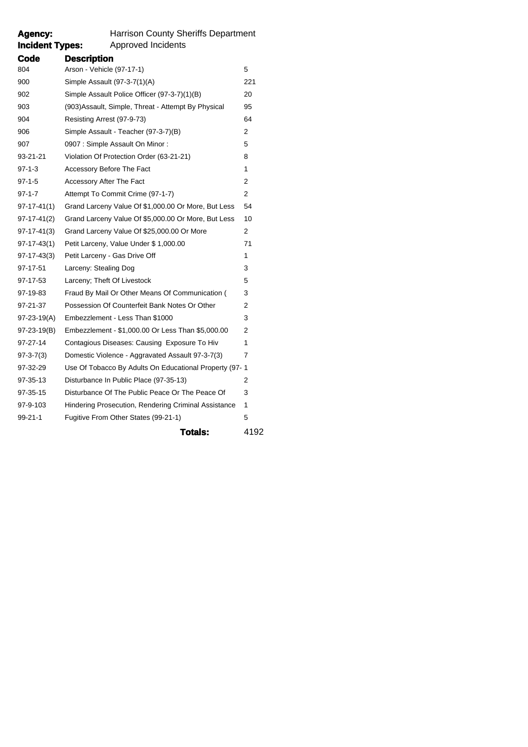**Agency:** Harrison County Sheriffs Department
**Incident Types:** Approved Incidents

| Code | Description | |
|---|---|---|
| 804 | Arson - Vehicle (97-17-1) | 5 |
| 900 | Simple Assault (97-3-7(1)(A) | 221 |
| 902 | Simple Assault Police Officer (97-3-7)(1)(B) | 20 |
| 903 | (903)Assault, Simple, Threat - Attempt By Physical | 95 |
| 904 | Resisting Arrest (97-9-73) | 64 |
| 906 | Simple Assault - Teacher (97-3-7)(B) | 2 |
| 907 | 0907 : Simple Assault On Minor : | 5 |
| 93-21-21 | Violation Of Protection Order (63-21-21) | 8 |
| 97-1-3 | Accessory Before The Fact | 1 |
| 97-1-5 | Accessory After The Fact | 2 |
| 97-1-7 | Attempt To Commit Crime (97-1-7) | 2 |
| 97-17-41(1) | Grand Larceny Value Of $1,000.00 Or More, But Less | 54 |
| 97-17-41(2) | Grand Larceny Value Of $5,000.00 Or More, But Less | 10 |
| 97-17-41(3) | Grand Larceny Value Of $25,000.00 Or More | 2 |
| 97-17-43(1) | Petit Larceny, Value Under $ 1,000.00 | 71 |
| 97-17-43(3) | Petit Larceny - Gas Drive Off | 1 |
| 97-17-51 | Larceny: Stealing Dog | 3 |
| 97-17-53 | Larceny; Theft Of Livestock | 5 |
| 97-19-83 | Fraud By Mail Or Other Means Of Communication ( | 3 |
| 97-21-37 | Possession Of Counterfeit Bank Notes Or Other | 2 |
| 97-23-19(A) | Embezzlement - Less Than $1000 | 3 |
| 97-23-19(B) | Embezzlement - $1,000.00 Or Less Than $5,000.00 | 2 |
| 97-27-14 | Contagious Diseases: Causing Exposure To Hiv | 1 |
| 97-3-7(3) | Domestic Violence - Aggravated Assault 97-3-7(3) | 7 |
| 97-32-29 | Use Of Tobacco By Adults On Educational Property (97- | 1 |
| 97-35-13 | Disturbance In Public Place (97-35-13) | 2 |
| 97-35-15 | Disturbance Of The Public Peace Or The Peace Of | 3 |
| 97-9-103 | Hindering Prosecution, Rendering Criminal Assistance | 1 |
| 99-21-1 | Fugitive From Other States (99-21-1) | 5 |
| | **Totals:** | 4192 |